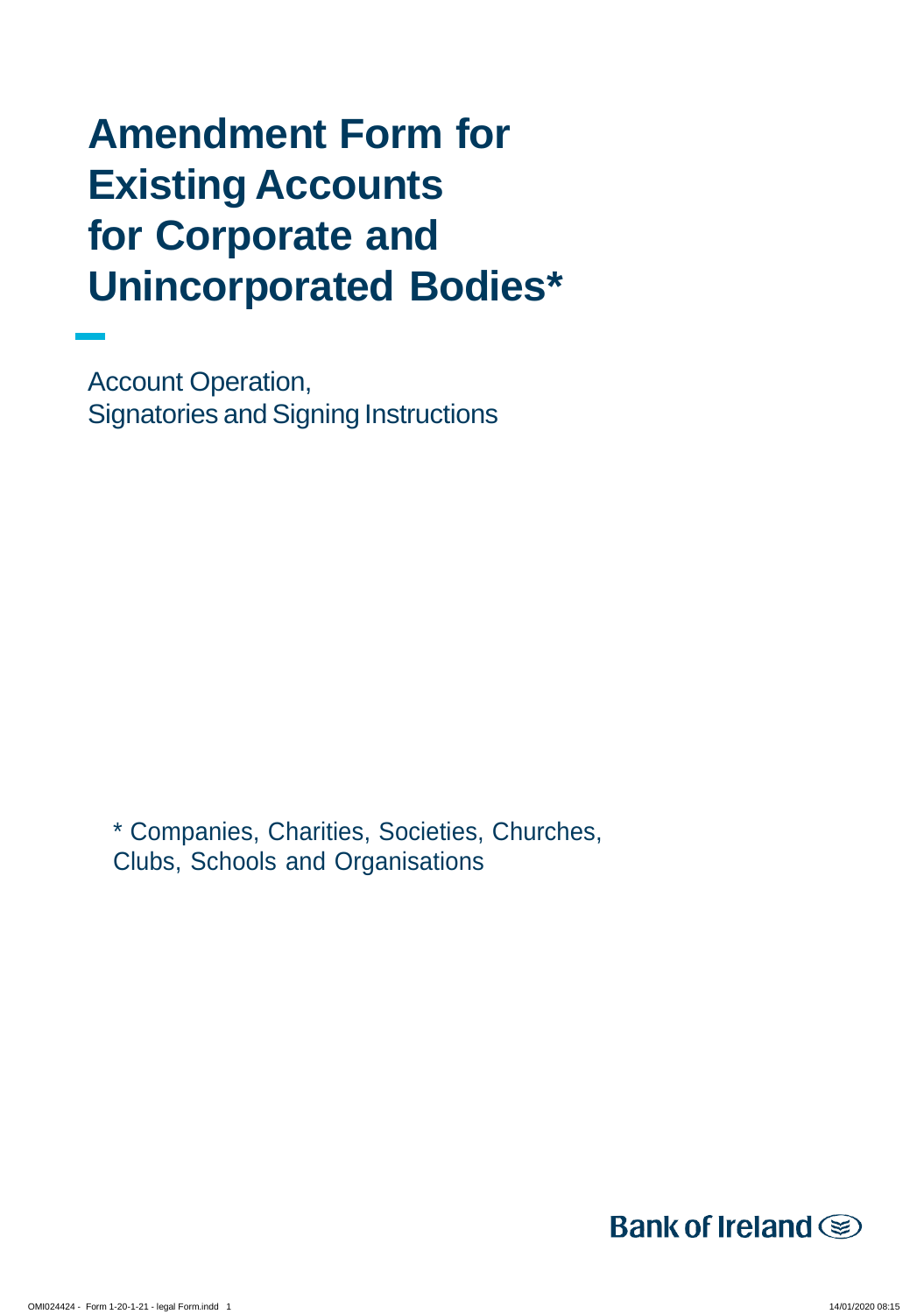# Amendment Form for Existing Accounts for Corporate and Unincorporated Bodies*

Account Operation,
Signatories and Signing Instructions

* Companies, Charities, Societies, Churches, Clubs, Schools and Organisations

Bank of Ireland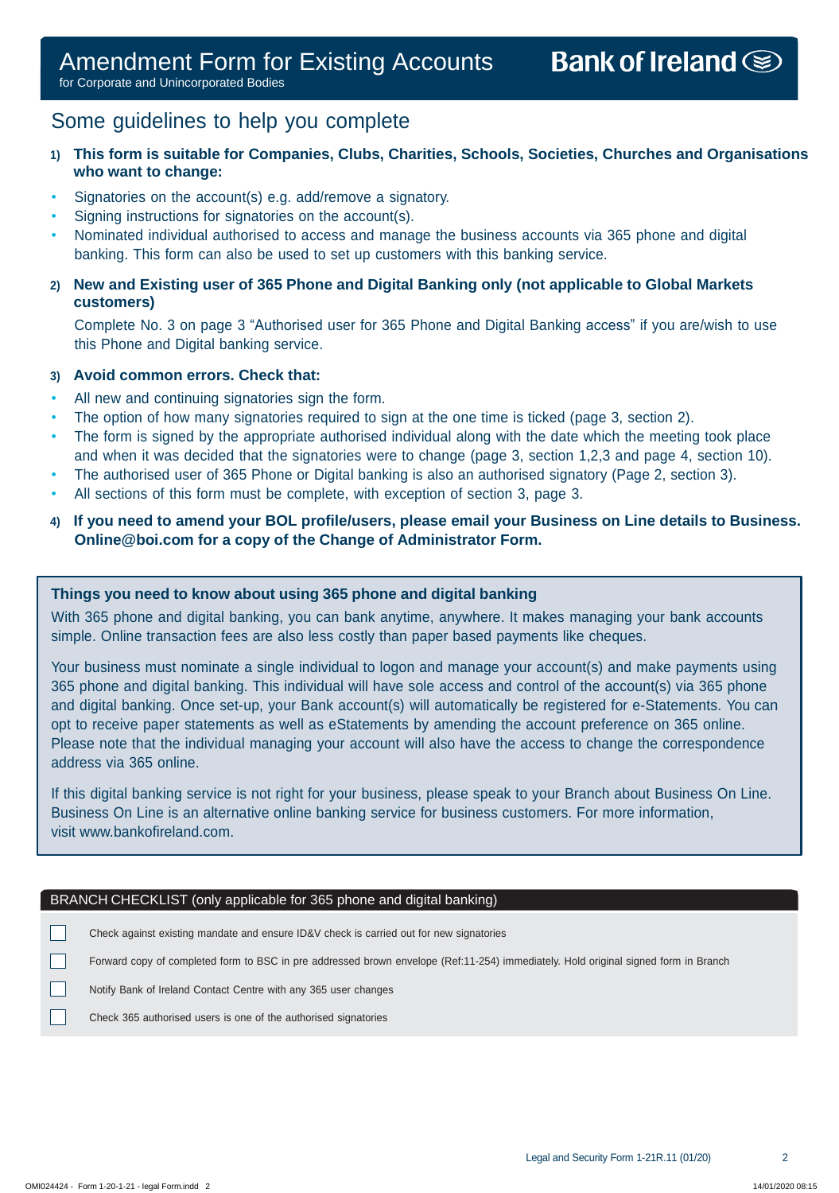# Amendment Form for Existing Accounts

for Corporate and Unincorporated Bodies

**Bank of Ireland**

## Some guidelines to help you complete

**1) This form is suitable for Companies, Clubs, Charities, Schools, Societies, Churches and Organisations who want to change:**

- Signatories on the account(s) e.g. add/remove a signatory.
- Signing instructions for signatories on the account(s).
- Nominated individual authorised to access and manage the business accounts via 365 phone and digital banking. This form can also be used to set up customers with this banking service.

**2) New and Existing user of 365 Phone and Digital Banking only (not applicable to Global Markets customers)**

Complete No. 3 on page 3 "Authorised user for 365 Phone and Digital Banking access" if you are/wish to use this Phone and Digital banking service.

**3) Avoid common errors. Check that:**

- All new and continuing signatories sign the form.
- The option of how many signatories required to sign at the one time is ticked (page 3, section 2).
- The form is signed by the appropriate authorised individual along with the date which the meeting took place and when it was decided that the signatories were to change (page 3, section 1,2,3 and page 4, section 10).
- The authorised user of 365 Phone or Digital banking is also an authorised signatory (Page 2, section 3).
- All sections of this form must be complete, with exception of section 3, page 3.

**4) If you need to amend your BOL profile/users, please email your Business on Line details to Business.Online@boi.com for a copy of the Change of Administrator Form.**

### Things you need to know about using 365 phone and digital banking

With 365 phone and digital banking, you can bank anytime, anywhere. It makes managing your bank accounts simple. Online transaction fees are also less costly than paper based payments like cheques.

Your business must nominate a single individual to logon and manage your account(s) and make payments using 365 phone and digital banking. This individual will have sole access and control of the account(s) via 365 phone and digital banking. Once set-up, your Bank account(s) will automatically be registered for e-Statements. You can opt to receive paper statements as well as eStatements by amending the account preference on 365 online. Please note that the individual managing your account will also have the access to change the correspondence address via 365 online.

If this digital banking service is not right for your business, please speak to your Branch about Business On Line. Business On Line is an alternative online banking service for business customers. For more information, visit www.bankofireland.com.

### BRANCH CHECKLIST (only applicable for 365 phone and digital banking)

- ☐ Check against existing mandate and ensure ID&V check is carried out for new signatories
- ☐ Forward copy of completed form to BSC in pre addressed brown envelope (Ref:11-254) immediately. Hold original signed form in Branch
- ☐ Notify Bank of Ireland Contact Centre with any 365 user changes
- ☐ Check 365 authorised users is one of the authorised signatories

Legal and Security Form 1-21R.11 (01/20)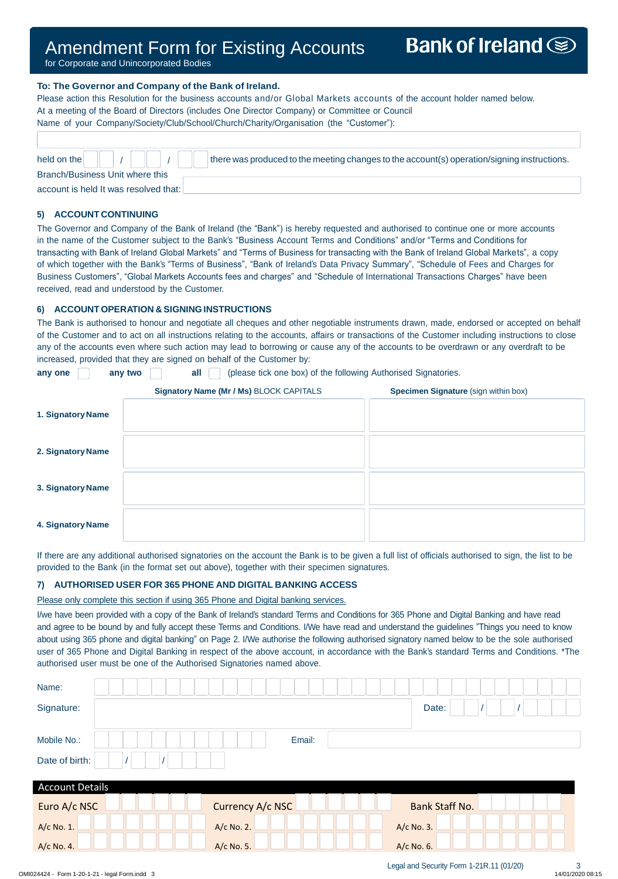# Amendment Form for Existing Accounts

for Corporate and Unincorporated Bodies

**Bank of Ireland**

**To: The Governor and Company of the Bank of Ireland.**

Please action this Resolution for the business accounts and/or Global Markets accounts of the account holder named below.
At a meeting of the Board of Directors (includes One Director Company) or Committee or Council
Name of your Company/Society/Club/School/Church/Charity/Organisation (the "Customer"):

held on the ___ / ___ / ___ there was produced to the meeting changes to the account(s) operation/signing instructions.

Branch/Business Unit where this account is held It was resolved that:

### 5) ACCOUNT CONTINUING

The Governor and Company of the Bank of Ireland (the "Bank") is hereby requested and authorised to continue one or more accounts in the name of the Customer subject to the Bank's "Business Account Terms and Conditions" and/or "Terms and Conditions for transacting with Bank of Ireland Global Markets" and "Terms of Business for transacting with the Bank of Ireland Global Markets", a copy of which together with the Bank's "Terms of Business", "Bank of Ireland's Data Privacy Summary", "Schedule of Fees and Charges for Business Customers", "Global Markets Accounts fees and charges" and "Schedule of International Transactions Charges" have been received, read and understood by the Customer.

### 6) ACCOUNT OPERATION & SIGNING INSTRUCTIONS

The Bank is authorised to honour and negotiate all cheques and other negotiable instruments drawn, made, endorsed or accepted on behalf of the Customer and to act on all instructions relating to the accounts, affairs or transactions of the Customer including instructions to close any of the accounts even where such action may lead to borrowing or cause any of the accounts to be overdrawn or any overdraft to be increased, provided that they are signed on behalf of the Customer by:

**any one** ☐ **any two** ☐ **all** ☐ (please tick one box) of the following Authorised Signatories.

| | **Signatory Name (Mr / Ms)** BLOCK CAPITALS | **Specimen Signature** (sign within box) |
|---|---|---|
| **1. Signatory Name** | | |
| **2. Signatory Name** | | |
| **3. Signatory Name** | | |
| **4. Signatory Name** | | |

If there are any additional authorised signatories on the account the Bank is to be given a full list of officials authorised to sign, the list to be provided to the Bank (in the format set out above), together with their specimen signatures.

### 7) AUTHORISED USER FOR 365 PHONE AND DIGITAL BANKING ACCESS

Please only complete this section if using 365 Phone and Digital banking services.

I/we have been provided with a copy of the Bank of Ireland's standard Terms and Conditions for 365 Phone and Digital Banking and have read and agree to be bound by and fully accept these Terms and Conditions. I/We have read and understand the guidelines "Things you need to know about using 365 phone and digital banking" on Page 2. I/We authorise the following authorised signatory named below to be the sole authorised user of 365 Phone and Digital Banking in respect of the above account, in accordance with the Bank's standard Terms and Conditions. *The authorised user must be one of the Authorised Signatories named above.

Name:

Signature: Date: ___ / ___ / ___

Mobile No.: Email:

Date of birth: ___ / ___ / ___

| Account Details | | |
|---|---|---|
| Euro A/c NSC | Currency A/c NSC | Bank Staff No. |
| A/c No. 1. | A/c No. 2. | A/c No. 3. |
| A/c No. 4. | A/c No. 5. | A/c No. 6. |

Legal and Security Form 1-21R.11 (01/20)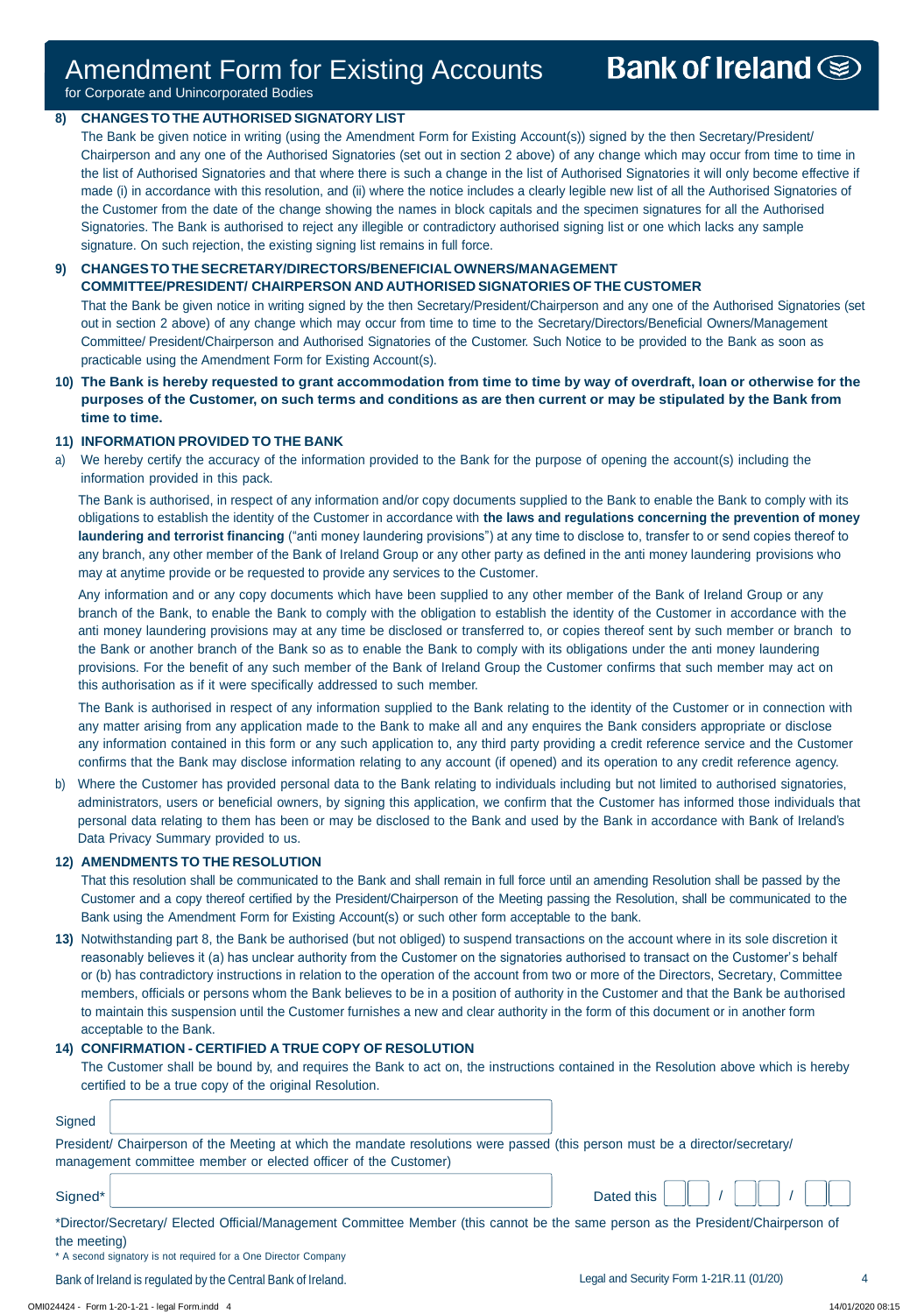# Amendment Form for Existing Accounts

for Corporate and Unincorporated Bodies

**Bank of Ireland**

**8) CHANGES TO THE AUTHORISED SIGNATORY LIST**

The Bank be given notice in writing (using the Amendment Form for Existing Account(s)) signed by the then Secretary/President/ Chairperson and any one of the Authorised Signatories (set out in section 2 above) of any change which may occur from time to time in the list of Authorised Signatories and that where there is such a change in the list of Authorised Signatories it will only become effective if made (i) in accordance with this resolution, and (ii) where the notice includes a clearly legible new list of all the Authorised Signatories of the Customer from the date of the change showing the names in block capitals and the specimen signatures for all the Authorised Signatories. The Bank is authorised to reject any illegible or contradictory authorised signing list or one which lacks any sample signature. On such rejection, the existing signing list remains in full force.

**9) CHANGES TO THE SECRETARY/DIRECTORS/BENEFICIAL OWNERS/MANAGEMENT COMMITTEE/PRESIDENT/ CHAIRPERSON AND AUTHORISED SIGNATORIES OF THE CUSTOMER**

That the Bank be given notice in writing signed by the then Secretary/President/Chairperson and any one of the Authorised Signatories (set out in section 2 above) of any change which may occur from time to time to the Secretary/Directors/Beneficial Owners/Management Committee/ President/Chairperson and Authorised Signatories of the Customer. Such Notice to be provided to the Bank as soon as practicable using the Amendment Form for Existing Account(s).

**10) The Bank is hereby requested to grant accommodation from time to time by way of overdraft, loan or otherwise for the purposes of the Customer, on such terms and conditions as are then current or may be stipulated by the Bank from time to time.**

**11) INFORMATION PROVIDED TO THE BANK**

a) We hereby certify the accuracy of the information provided to the Bank for the purpose of opening the account(s) including the information provided in this pack.

The Bank is authorised, in respect of any information and/or copy documents supplied to the Bank to enable the Bank to comply with its obligations to establish the identity of the Customer in accordance with **the laws and regulations concerning the prevention of money laundering and terrorist financing** ("anti money laundering provisions") at any time to disclose to, transfer to or send copies thereof to any branch, any other member of the Bank of Ireland Group or any other party as defined in the anti money laundering provisions who may at anytime provide or be requested to provide any services to the Customer.

Any information and or any copy documents which have been supplied to any other member of the Bank of Ireland Group or any branch of the Bank, to enable the Bank to comply with the obligation to establish the identity of the Customer in accordance with the anti money laundering provisions may at any time be disclosed or transferred to, or copies thereof sent by such member or branch to the Bank or another branch of the Bank so as to enable the Bank to comply with its obligations under the anti money laundering provisions. For the benefit of any such member of the Bank of Ireland Group the Customer confirms that such member may act on this authorisation as if it were specifically addressed to such member.

The Bank is authorised in respect of any information supplied to the Bank relating to the identity of the Customer or in connection with any matter arising from any application made to the Bank to make all and any enquires the Bank considers appropriate or disclose any information contained in this form or any such application to, any third party providing a credit reference service and the Customer confirms that the Bank may disclose information relating to any account (if opened) and its operation to any credit reference agency.

b) Where the Customer has provided personal data to the Bank relating to individuals including but not limited to authorised signatories, administrators, users or beneficial owners, by signing this application, we confirm that the Customer has informed those individuals that personal data relating to them has been or may be disclosed to the Bank and used by the Bank in accordance with Bank of Ireland's Data Privacy Summary provided to us.

**12) AMENDMENTS TO THE RESOLUTION**

That this resolution shall be communicated to the Bank and shall remain in full force until an amending Resolution shall be passed by the Customer and a copy thereof certified by the President/Chairperson of the Meeting passing the Resolution, shall be communicated to the Bank using the Amendment Form for Existing Account(s) or such other form acceptable to the bank.

**13)** Notwithstanding part 8, the Bank be authorised (but not obliged) to suspend transactions on the account where in its sole discretion it reasonably believes it (a) has unclear authority from the Customer on the signatories authorised to transact on the Customer's behalf or (b) has contradictory instructions in relation to the operation of the account from two or more of the Directors, Secretary, Committee members, officials or persons whom the Bank believes to be in a position of authority in the Customer and that the Bank be authorised to maintain this suspension until the Customer furnishes a new and clear authority in the form of this document or in another form acceptable to the Bank.

**14) CONFIRMATION - CERTIFIED A TRUE COPY OF RESOLUTION**

The Customer shall be bound by, and requires the Bank to act on, the instructions contained in the Resolution above which is hereby certified to be a true copy of the original Resolution.

Signed ______________________

President/ Chairperson of the Meeting at which the mandate resolutions were passed (this person must be a director/secretary/ management committee member or elected officer of the Customer)

Signed* ______________________ Dated this __ __ / __ __ / __ __

*Director/Secretary/ Elected Official/Management Committee Member (this cannot be the same person as the President/Chairperson of the meeting)

* A second signatory is not required for a One Director Company

Bank of Ireland is regulated by the Central Bank of Ireland.

Legal and Security Form 1-21R.11 (01/20)